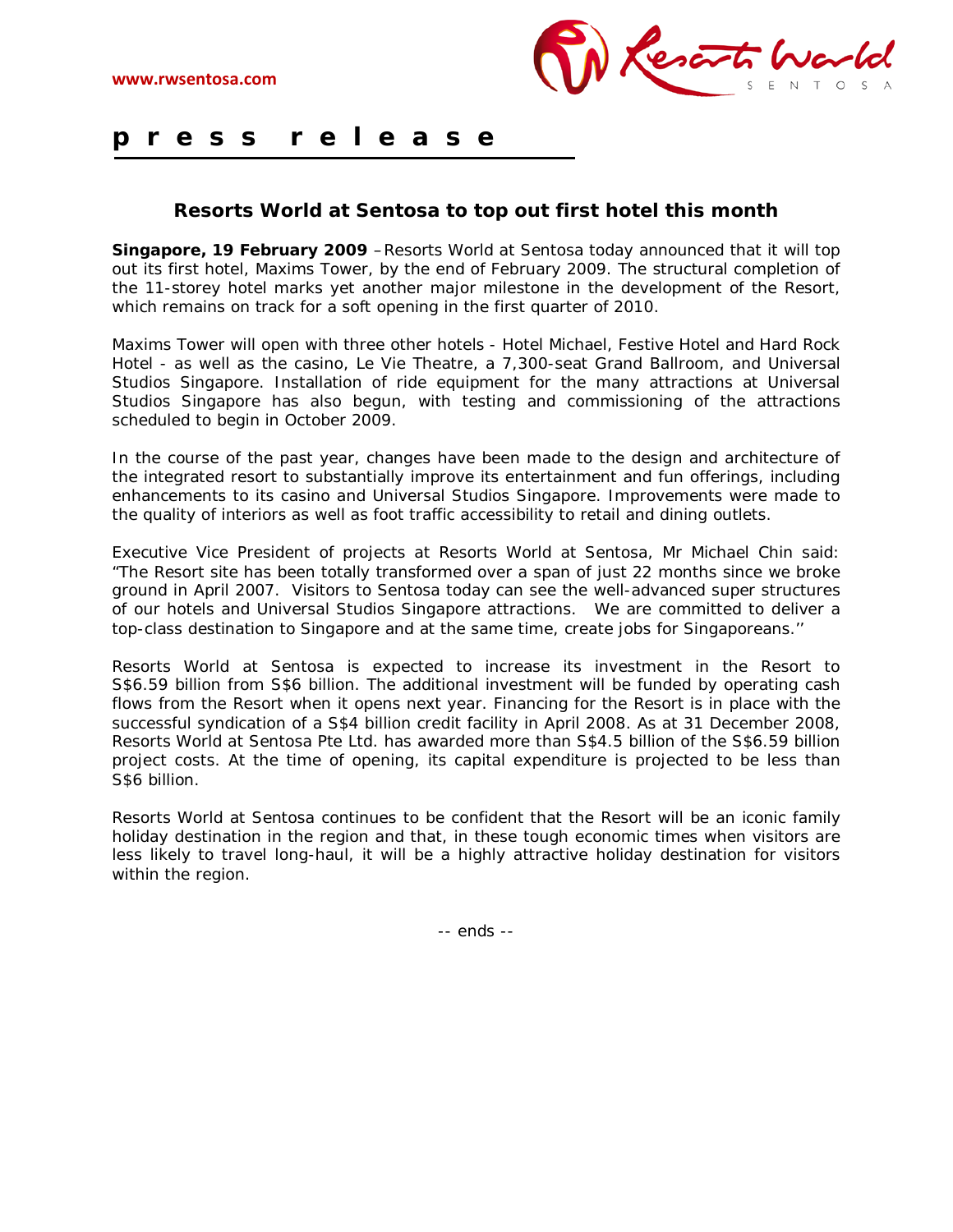www.rwsentosa.com

Resorts World SENTOSA

**p r e s s r e l e a s e**

## Resorts World at Sentosa to top out first hotel this month

**Singapore, 19 February 2009** –Resorts World at Sentosa today announced that it will top out its first hotel, Maxims Tower, by the end of February 2009. The structural completion of the 11-storey hotel marks yet another major milestone in the development of the Resort, which remains on track for a soft opening in the first quarter of 2010.

Maxims Tower will open with three other hotels - Hotel Michael, Festive Hotel and Hard Rock Hotel - as well as the casino, Le Vie Theatre, a 7,300-seat Grand Ballroom, and Universal Studios Singapore. Installation of ride equipment for the many attractions at Universal Studios Singapore has also begun, with testing and commissioning of the attractions scheduled to begin in October 2009.

In the course of the past year, changes have been made to the design and architecture of the integrated resort to substantially improve its entertainment and fun offerings, including enhancements to its casino and Universal Studios Singapore. Improvements were made to the quality of interiors as well as foot traffic accessibility to retail and dining outlets.

Executive Vice President of projects at Resorts World at Sentosa, Mr Michael Chin said: "The Resort site has been totally transformed over a span of just 22 months since we broke ground in April 2007. Visitors to Sentosa today can see the well-advanced super structures of our hotels and Universal Studios Singapore attractions. We are committed to deliver a top-class destination to Singapore and at the same time, create jobs for Singaporeans.''

Resorts World at Sentosa is expected to increase its investment in the Resort to S$6.59 billion from S$6 billion. The additional investment will be funded by operating cash flows from the Resort when it opens next year. Financing for the Resort is in place with the successful syndication of a S$4 billion credit facility in April 2008. As at 31 December 2008, Resorts World at Sentosa Pte Ltd. has awarded more than S$4.5 billion of the S$6.59 billion project costs. At the time of opening, its capital expenditure is projected to be less than S$6 billion.

Resorts World at Sentosa continues to be confident that the Resort will be an iconic family holiday destination in the region and that, in these tough economic times when visitors are less likely to travel long-haul, it will be a highly attractive holiday destination for visitors within the region.

-- ends --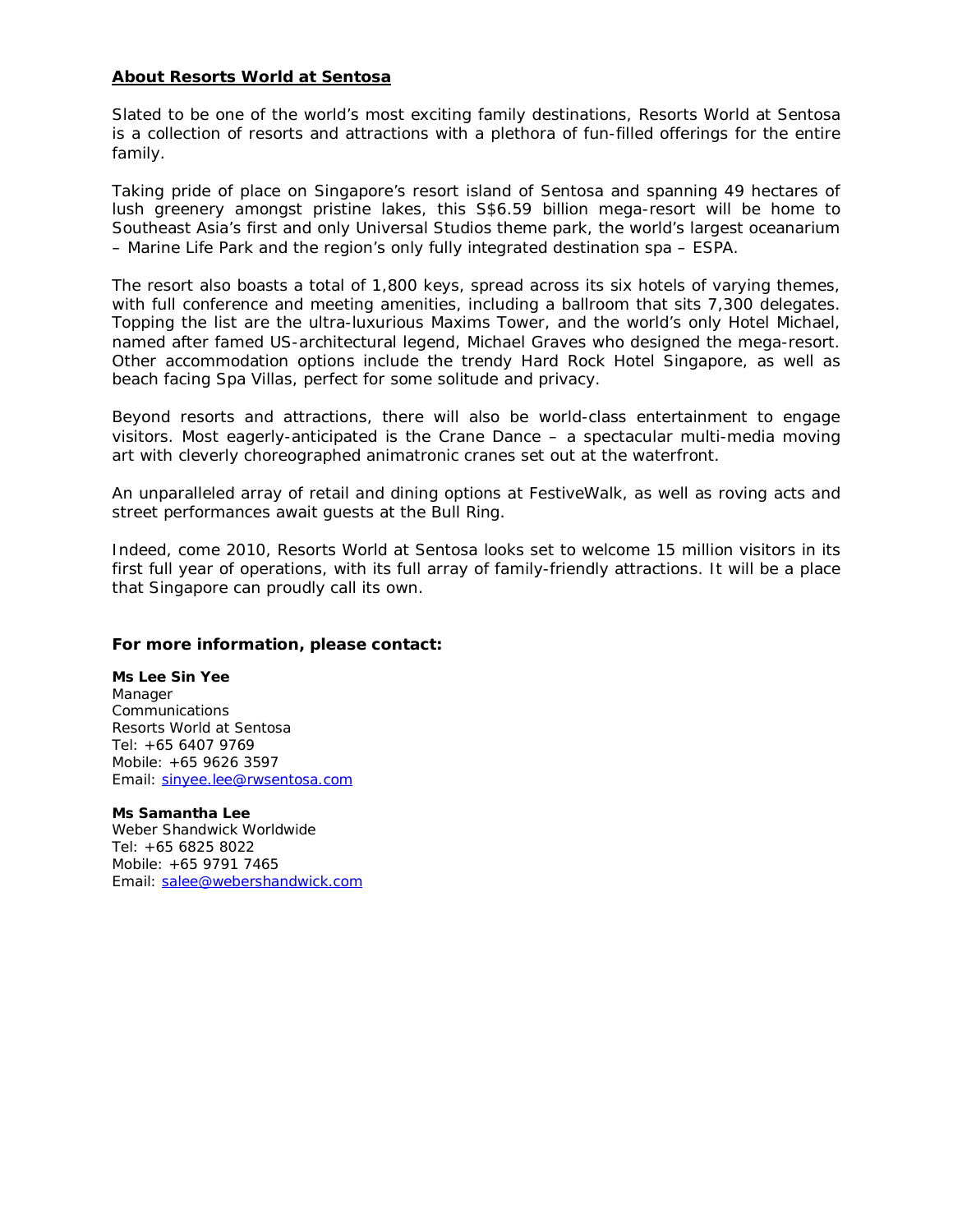## About Resorts World at Sentosa

Slated to be one of the world's most exciting family destinations, Resorts World at Sentosa is a collection of resorts and attractions with a plethora of fun-filled offerings for the entire family.

Taking pride of place on Singapore's resort island of Sentosa and spanning 49 hectares of lush greenery amongst pristine lakes, this S$6.59 billion mega-resort will be home to Southeast Asia's first and only Universal Studios theme park, the world's largest oceanarium – Marine Life Park and the region's only fully integrated destination spa – ESPA.

The resort also boasts a total of 1,800 keys, spread across its six hotels of varying themes, with full conference and meeting amenities, including a ballroom that sits 7,300 delegates. Topping the list are the ultra-luxurious Maxims Tower, and the world's only Hotel Michael, named after famed US-architectural legend, Michael Graves who designed the mega-resort. Other accommodation options include the trendy Hard Rock Hotel Singapore, as well as beach facing Spa Villas, perfect for some solitude and privacy.

Beyond resorts and attractions, there will also be world-class entertainment to engage visitors. Most eagerly-anticipated is the Crane Dance – a spectacular multi-media moving art with cleverly choreographed animatronic cranes set out at the waterfront.

An unparalleled array of retail and dining options at FestiveWalk, as well as roving acts and street performances await guests at the Bull Ring.

Indeed, come 2010, Resorts World at Sentosa looks set to welcome 15 million visitors in its first full year of operations, with its full array of family-friendly attractions. It will be a place that Singapore can proudly call its own.

**For more information, please contact:**

**Ms Lee Sin Yee**
Manager
Communications
Resorts World at Sentosa
Tel: +65 6407 9769
Mobile: +65 9626 3597
Email: sinyee.lee@rwsentosa.com

**Ms Samantha Lee**
Weber Shandwick Worldwide
Tel: +65 6825 8022
Mobile: +65 9791 7465
Email: salee@webershandwick.com